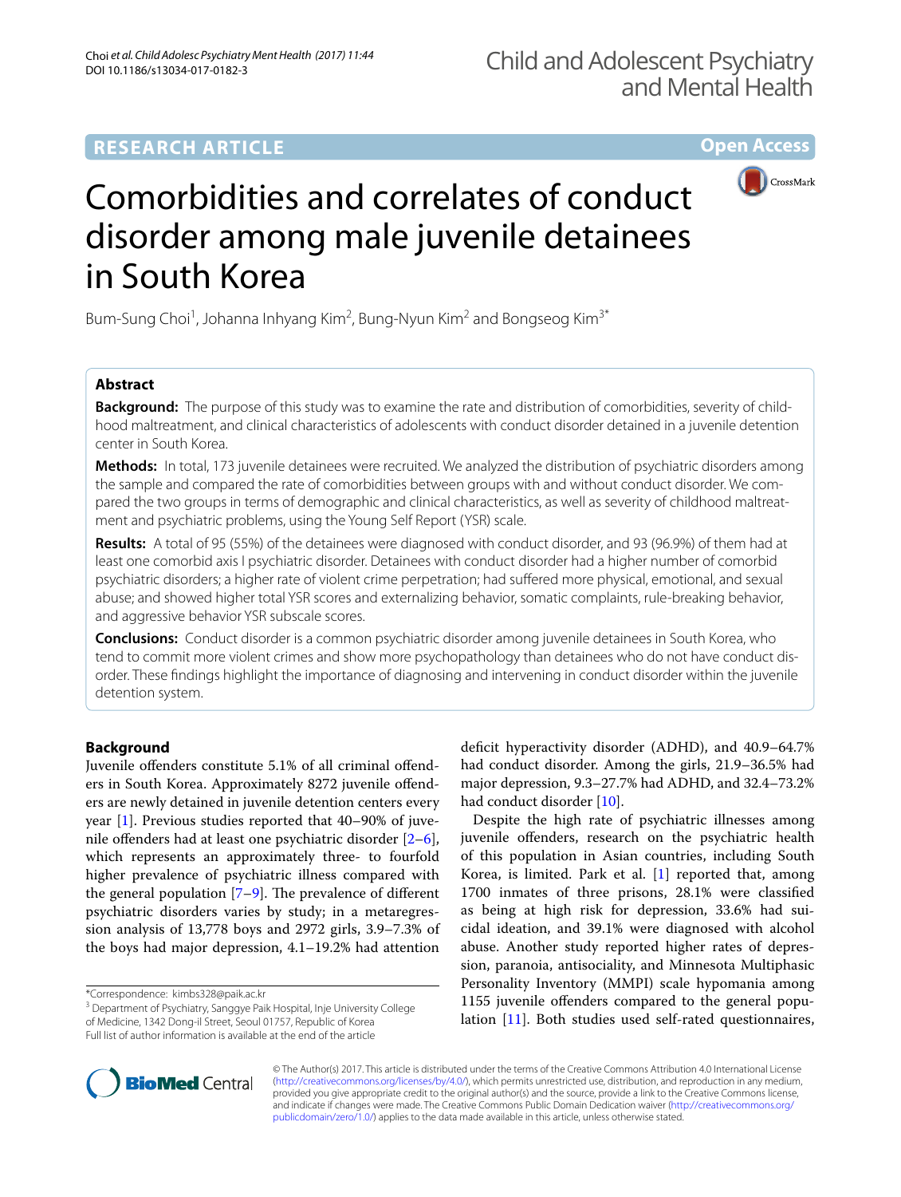RESEARCH ARTICLE

Open Access

# Comorbidities and correlates of conduct disorder among male juvenile detainees in South Korea

Bum-Sung Choi[1], Johanna Inhyang Kim[2], Bung-Nyun Kim[2] and Bongseog Kim[3*]

## Abstract

**Background:** The purpose of this study was to examine the rate and distribution of comorbidities, severity of childhood maltreatment, and clinical characteristics of adolescents with conduct disorder detained in a juvenile detention center in South Korea.

**Methods:** In total, 173 juvenile detainees were recruited. We analyzed the distribution of psychiatric disorders among the sample and compared the rate of comorbidities between groups with and without conduct disorder. We compared the two groups in terms of demographic and clinical characteristics, as well as severity of childhood maltreatment and psychiatric problems, using the Young Self Report (YSR) scale.

**Results:** A total of 95 (55%) of the detainees were diagnosed with conduct disorder, and 93 (96.9%) of them had at least one comorbid axis I psychiatric disorder. Detainees with conduct disorder had a higher number of comorbid psychiatric disorders; a higher rate of violent crime perpetration; had suffered more physical, emotional, and sexual abuse; and showed higher total YSR scores and externalizing behavior, somatic complaints, rule-breaking behavior, and aggressive behavior YSR subscale scores.

**Conclusions:** Conduct disorder is a common psychiatric disorder among juvenile detainees in South Korea, who tend to commit more violent crimes and show more psychopathology than detainees who do not have conduct disorder. These findings highlight the importance of diagnosing and intervening in conduct disorder within the juvenile detention system.

## Background

Juvenile offenders constitute 5.1% of all criminal offenders in South Korea. Approximately 8272 juvenile offenders are newly detained in juvenile detention centers every year [1]. Previous studies reported that 40–90% of juvenile offenders had at least one psychiatric disorder [2–6], which represents an approximately three- to fourfold higher prevalence of psychiatric illness compared with the general population [7–9]. The prevalence of different psychiatric disorders varies by study; in a metaregression analysis of 13,778 boys and 2972 girls, 3.9–7.3% of the boys had major depression, 4.1–19.2% had attention deficit hyperactivity disorder (ADHD), and 40.9–64.7% had conduct disorder. Among the girls, 21.9–36.5% had major depression, 9.3–27.7% had ADHD, and 32.4–73.2% had conduct disorder [10].

Despite the high rate of psychiatric illnesses among juvenile offenders, research on the psychiatric health of this population in Asian countries, including South Korea, is limited. Park et al. [1] reported that, among 1700 inmates of three prisons, 28.1% were classified as being at high risk for depression, 33.6% had suicidal ideation, and 39.1% were diagnosed with alcohol abuse. Another study reported higher rates of depression, paranoia, antisociality, and Minnesota Multiphasic Personality Inventory (MMPI) scale hypomania among 1155 juvenile offenders compared to the general population [11]. Both studies used self-rated questionnaires,

*Correspondence: kimbs328@paik.ac.kr
[3] Department of Psychiatry, Sanggye Paik Hospital, Inje University College of Medicine, 1342 Dong-il Street, Seoul 01757, Republic of Korea
Full list of author information is available at the end of the article

© The Author(s) 2017. This article is distributed under the terms of the Creative Commons Attribution 4.0 International License (http://creativecommons.org/licenses/by/4.0/), which permits unrestricted use, distribution, and reproduction in any medium, provided you give appropriate credit to the original author(s) and the source, provide a link to the Creative Commons license, and indicate if changes were made. The Creative Commons Public Domain Dedication waiver (http://creativecommons.org/publicdomain/zero/1.0/) applies to the data made available in this article, unless otherwise stated.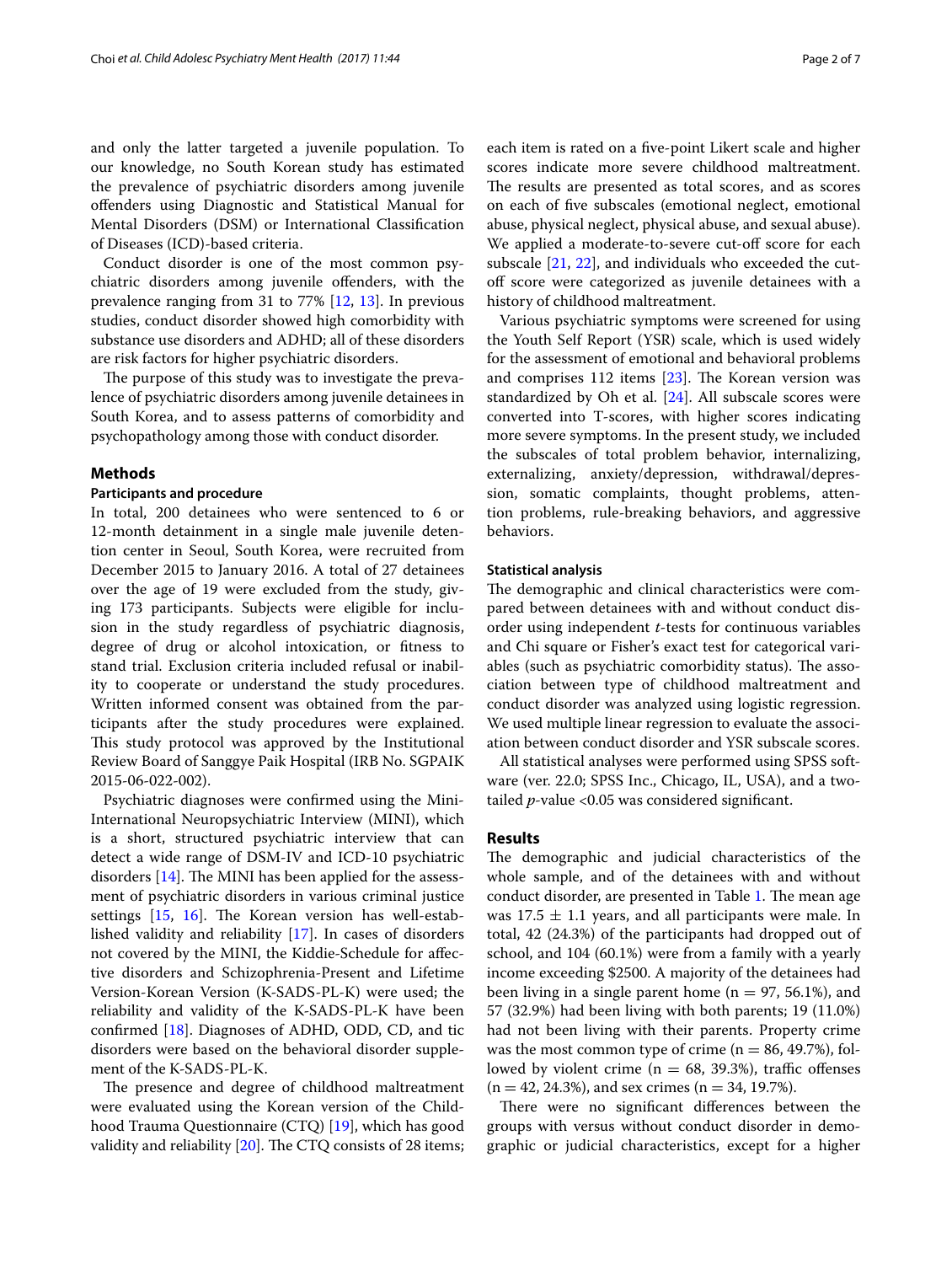and only the latter targeted a juvenile population. To our knowledge, no South Korean study has estimated the prevalence of psychiatric disorders among juvenile offenders using Diagnostic and Statistical Manual for Mental Disorders (DSM) or International Classification of Diseases (ICD)-based criteria.

Conduct disorder is one of the most common psychiatric disorders among juvenile offenders, with the prevalence ranging from 31 to 77% [12, 13]. In previous studies, conduct disorder showed high comorbidity with substance use disorders and ADHD; all of these disorders are risk factors for higher psychiatric disorders.

The purpose of this study was to investigate the prevalence of psychiatric disorders among juvenile detainees in South Korea, and to assess patterns of comorbidity and psychopathology among those with conduct disorder.

## Methods

### Participants and procedure

In total, 200 detainees who were sentenced to 6 or 12-month detainment in a single male juvenile detention center in Seoul, South Korea, were recruited from December 2015 to January 2016. A total of 27 detainees over the age of 19 were excluded from the study, giving 173 participants. Subjects were eligible for inclusion in the study regardless of psychiatric diagnosis, degree of drug or alcohol intoxication, or fitness to stand trial. Exclusion criteria included refusal or inability to cooperate or understand the study procedures. Written informed consent was obtained from the participants after the study procedures were explained. This study protocol was approved by the Institutional Review Board of Sanggye Paik Hospital (IRB No. SGPAIK 2015-06-022-002).

Psychiatric diagnoses were confirmed using the Mini-International Neuropsychiatric Interview (MINI), which is a short, structured psychiatric interview that can detect a wide range of DSM-IV and ICD-10 psychiatric disorders [14]. The MINI has been applied for the assessment of psychiatric disorders in various criminal justice settings [15, 16]. The Korean version has well-established validity and reliability [17]. In cases of disorders not covered by the MINI, the Kiddie-Schedule for affective disorders and Schizophrenia-Present and Lifetime Version-Korean Version (K-SADS-PL-K) were used; the reliability and validity of the K-SADS-PL-K have been confirmed [18]. Diagnoses of ADHD, ODD, CD, and tic disorders were based on the behavioral disorder supplement of the K-SADS-PL-K.

The presence and degree of childhood maltreatment were evaluated using the Korean version of the Childhood Trauma Questionnaire (CTQ) [19], which has good validity and reliability [20]. The CTQ consists of 28 items; each item is rated on a five-point Likert scale and higher scores indicate more severe childhood maltreatment. The results are presented as total scores, and as scores on each of five subscales (emotional neglect, emotional abuse, physical neglect, physical abuse, and sexual abuse). We applied a moderate-to-severe cut-off score for each subscale [21, 22], and individuals who exceeded the cut-off score were categorized as juvenile detainees with a history of childhood maltreatment.

Various psychiatric symptoms were screened for using the Youth Self Report (YSR) scale, which is used widely for the assessment of emotional and behavioral problems and comprises 112 items [23]. The Korean version was standardized by Oh et al. [24]. All subscale scores were converted into T-scores, with higher scores indicating more severe symptoms. In the present study, we included the subscales of total problem behavior, internalizing, externalizing, anxiety/depression, withdrawal/depression, somatic complaints, thought problems, attention problems, rule-breaking behaviors, and aggressive behaviors.

### Statistical analysis

The demographic and clinical characteristics were compared between detainees with and without conduct disorder using independent *t*-tests for continuous variables and Chi square or Fisher's exact test for categorical variables (such as psychiatric comorbidity status). The association between type of childhood maltreatment and conduct disorder was analyzed using logistic regression. We used multiple linear regression to evaluate the association between conduct disorder and YSR subscale scores.

All statistical analyses were performed using SPSS software (ver. 22.0; SPSS Inc., Chicago, IL, USA), and a two-tailed *p*-value $<0.05$ was considered significant.

## Results

The demographic and judicial characteristics of the whole sample, and of the detainees with and without conduct disorder, are presented in Table 1. The mean age was $17.5 \pm 1.1$ years, and all participants were male. In total, 42 (24.3%) of the participants had dropped out of school, and 104 (60.1%) were from a family with a yearly income exceeding \$2500. A majority of the detainees had been living in a single parent home ($n = 97$, 56.1%), and 57 (32.9%) had been living with both parents; 19 (11.0%) had not been living with their parents. Property crime was the most common type of crime ($n = 86$, 49.7%), followed by violent crime ($n = 68$, 39.3%), traffic offenses ($n = 42$, 24.3%), and sex crimes ($n = 34$, 19.7%).

There were no significant differences between the groups with versus without conduct disorder in demographic or judicial characteristics, except for a higher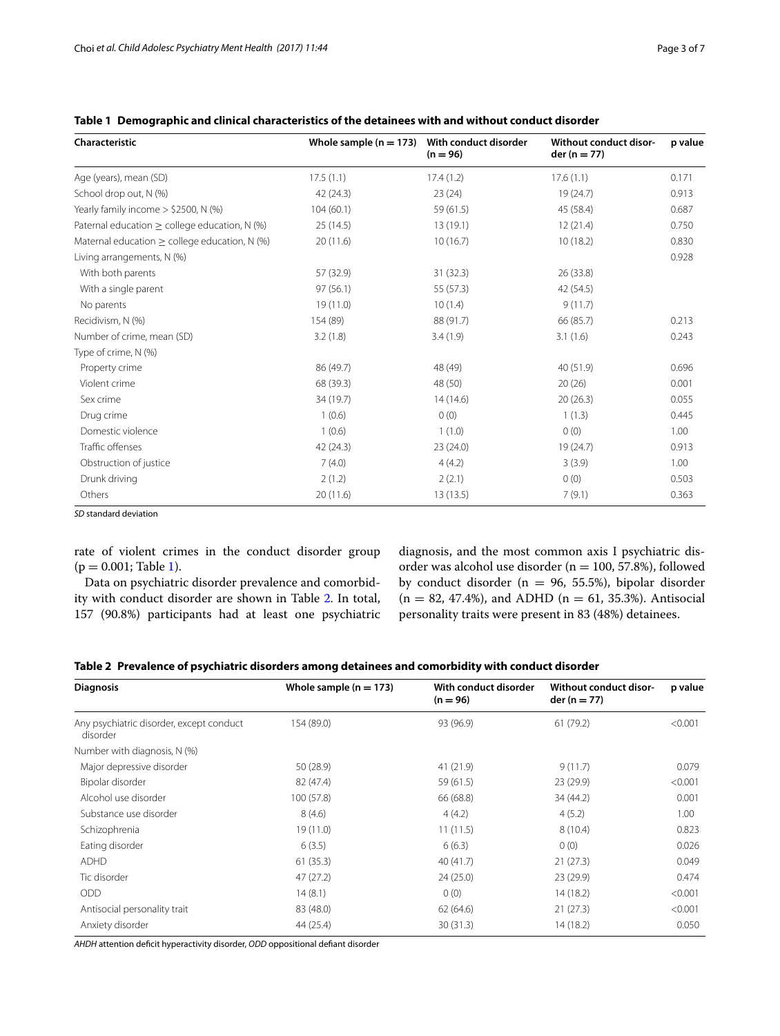**Table 1 Demographic and clinical characteristics of the detainees with and without conduct disorder**

| Characteristic | Whole sample (n = 173) | With conduct disorder (n = 96) | Without conduct disorder (n = 77) | p value |
|---|---|---|---|---|
| Age (years), mean (SD) | 17.5 (1.1) | 17.4 (1.2) | 17.6 (1.1) | 0.171 |
| School drop out, N (%) | 42 (24.3) | 23 (24) | 19 (24.7) | 0.913 |
| Yearly family income > $2500, N (%) | 104 (60.1) | 59 (61.5) | 45 (58.4) | 0.687 |
| Paternal education ≥ college education, N (%) | 25 (14.5) | 13 (19.1) | 12 (21.4) | 0.750 |
| Maternal education ≥ college education, N (%) | 20 (11.6) | 10 (16.7) | 10 (18.2) | 0.830 |
| Living arrangements, N (%) | | | | 0.928 |
| With both parents | 57 (32.9) | 31 (32.3) | 26 (33.8) | |
| With a single parent | 97 (56.1) | 55 (57.3) | 42 (54.5) | |
| No parents | 19 (11.0) | 10 (1.4) | 9 (11.7) | |
| Recidivism, N (%) | 154 (89) | 88 (91.7) | 66 (85.7) | 0.213 |
| Number of crime, mean (SD) | 3.2 (1.8) | 3.4 (1.9) | 3.1 (1.6) | 0.243 |
| Type of crime, N (%) | | | | |
| Property crime | 86 (49.7) | 48 (49) | 40 (51.9) | 0.696 |
| Violent crime | 68 (39.3) | 48 (50) | 20 (26) | 0.001 |
| Sex crime | 34 (19.7) | 14 (14.6) | 20 (26.3) | 0.055 |
| Drug crime | 1 (0.6) | 0 (0) | 1 (1.3) | 0.445 |
| Domestic violence | 1 (0.6) | 1 (1.0) | 0 (0) | 1.00 |
| Traffic offenses | 42 (24.3) | 23 (24.0) | 19 (24.7) | 0.913 |
| Obstruction of justice | 7 (4.0) | 4 (4.2) | 3 (3.9) | 1.00 |
| Drunk driving | 2 (1.2) | 2 (2.1) | 0 (0) | 0.503 |
| Others | 20 (11.6) | 13 (13.5) | 7 (9.1) | 0.363 |

*SD* standard deviation

rate of violent crimes in the conduct disorder group ($p = 0.001$; Table 1).

Data on psychiatric disorder prevalence and comorbidity with conduct disorder are shown in Table 2. In total, 157 (90.8%) participants had at least one psychiatric diagnosis, and the most common axis I psychiatric disorder was alcohol use disorder (n = 100, 57.8%), followed by conduct disorder (n = 96, 55.5%), bipolar disorder (n = 82, 47.4%), and ADHD (n = 61, 35.3%). Antisocial personality traits were present in 83 (48%) detainees.

**Table 2 Prevalence of psychiatric disorders among detainees and comorbidity with conduct disorder**

| Diagnosis | Whole sample (n = 173) | With conduct disorder (n = 96) | Without conduct disorder (n = 77) | p value |
|---|---|---|---|---|
| Any psychiatric disorder, except conduct disorder | 154 (89.0) | 93 (96.9) | 61 (79.2) | <0.001 |
| Number with diagnosis, N (%) | | | | |
| Major depressive disorder | 50 (28.9) | 41 (21.9) | 9 (11.7) | 0.079 |
| Bipolar disorder | 82 (47.4) | 59 (61.5) | 23 (29.9) | <0.001 |
| Alcohol use disorder | 100 (57.8) | 66 (68.8) | 34 (44.2) | 0.001 |
| Substance use disorder | 8 (4.6) | 4 (4.2) | 4 (5.2) | 1.00 |
| Schizophrenia | 19 (11.0) | 11 (11.5) | 8 (10.4) | 0.823 |
| Eating disorder | 6 (3.5) | 6 (6.3) | 0 (0) | 0.026 |
| ADHD | 61 (35.3) | 40 (41.7) | 21 (27.3) | 0.049 |
| Tic disorder | 47 (27.2) | 24 (25.0) | 23 (29.9) | 0.474 |
| ODD | 14 (8.1) | 0 (0) | 14 (18.2) | <0.001 |
| Antisocial personality trait | 83 (48.0) | 62 (64.6) | 21 (27.3) | <0.001 |
| Anxiety disorder | 44 (25.4) | 30 (31.3) | 14 (18.2) | 0.050 |

*AHDH* attention deficit hyperactivity disorder, *ODD* oppositional defiant disorder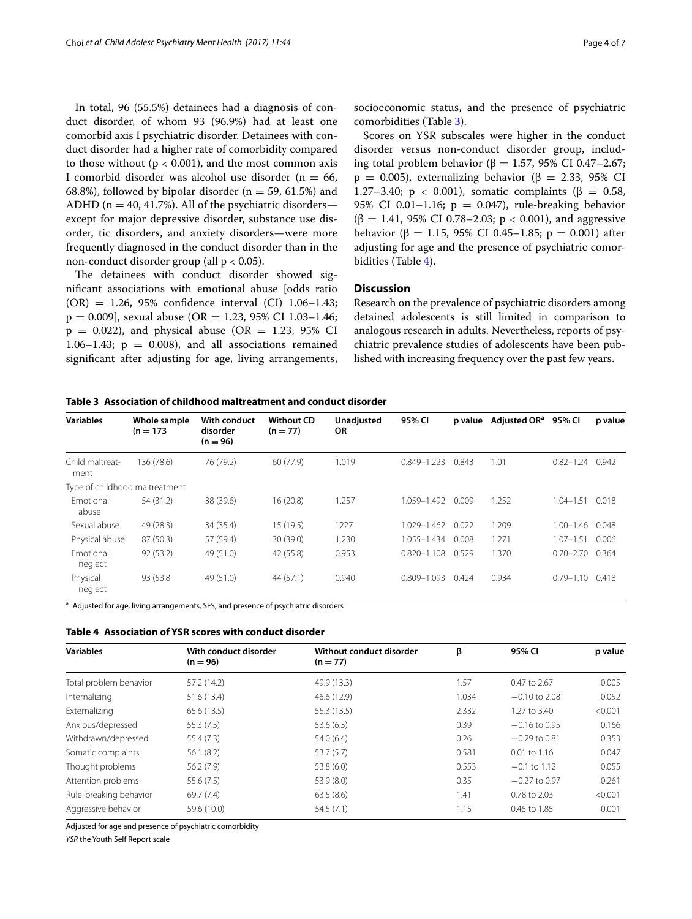In total, 96 (55.5%) detainees had a diagnosis of conduct disorder, of whom 93 (96.9%) had at least one comorbid axis I psychiatric disorder. Detainees with conduct disorder had a higher rate of comorbidity compared to those without ($p < 0.001$), and the most common axis I comorbid disorder was alcohol use disorder ($n = 66$, 68.8%), followed by bipolar disorder ($n = 59$, 61.5%) and ADHD ($n = 40$, 41.7%). All of the psychiatric disorders—except for major depressive disorder, substance use disorder, tic disorders, and anxiety disorders—were more frequently diagnosed in the conduct disorder than in the non-conduct disorder group (all $p < 0.05$).

The detainees with conduct disorder showed significant associations with emotional abuse [odds ratio (OR) = 1.26, 95% confidence interval (CI) 1.06–1.43; $p = 0.009$], sexual abuse (OR = 1.23, 95% CI 1.03–1.46; $p = 0.022$), and physical abuse (OR = 1.23, 95% CI 1.06–1.43; $p = 0.008$), and all associations remained significant after adjusting for age, living arrangements, socioeconomic status, and the presence of psychiatric comorbidities (Table 3).

Scores on YSR subscales were higher in the conduct disorder versus non-conduct disorder group, including total problem behavior ($\beta = 1.57$, 95% CI 0.47–2.67; $p = 0.005$), externalizing behavior ($\beta = 2.33$, 95% CI 1.27–3.40; $p < 0.001$), somatic complaints ($\beta = 0.58$, 95% CI 0.01–1.16; $p = 0.047$), rule-breaking behavior ($\beta = 1.41$, 95% CI 0.78–2.03; $p < 0.001$), and aggressive behavior ($\beta = 1.15$, 95% CI 0.45–1.85; $p = 0.001$) after adjusting for age and the presence of psychiatric comorbidities (Table 4).

## Discussion

Research on the prevalence of psychiatric disorders among detained adolescents is still limited in comparison to analogous research in adults. Nevertheless, reports of psychiatric prevalence studies of adolescents have been published with increasing frequency over the past few years.

**Table 3 Association of childhood maltreatment and conduct disorder**

| Variables | Whole sample (n = 173 | With conduct disorder (n = 96) | Without CD (n = 77) | Unadjusted OR | 95% CI | p value | Adjusted OR[a] | 95% CI | p value |
|---|---|---|---|---|---|---|---|---|---|
| Child maltreatment | 136 (78.6) | 76 (79.2) | 60 (77.9) | 1.019 | 0.849–1.223 | 0.843 | 1.01 | 0.82–1.24 | 0.942 |
| Type of childhood maltreatment | | | | | | | | | |
| Emotional abuse | 54 (31.2) | 38 (39.6) | 16 (20.8) | 1.257 | 1.059–1.492 | 0.009 | 1.252 | 1.04–1.51 | 0.018 |
| Sexual abuse | 49 (28.3) | 34 (35.4) | 15 (19.5) | 1227 | 1.029–1.462 | 0.022 | 1.209 | 1.00–1.46 | 0.048 |
| Physical abuse | 87 (50.3) | 57 (59.4) | 30 (39.0) | 1.230 | 1.055–1.434 | 0.008 | 1.271 | 1.07–1.51 | 0.006 |
| Emotional neglect | 92 (53.2) | 49 (51.0) | 42 (55.8) | 0.953 | 0.820–1.108 | 0.529 | 1.370 | 0.70–2.70 | 0.364 |
| Physical neglect | 93 (53.8 | 49 (51.0) | 44 (57.1) | 0.940 | 0.809–1.093 | 0.424 | 0.934 | 0.79–1.10 | 0.418 |

[a] Adjusted for age, living arrangements, SES, and presence of psychiatric disorders

**Table 4 Association of YSR scores with conduct disorder**

| Variables | With conduct disorder (n = 96) | Without conduct disorder (n = 77) | β | 95% CI | p value |
|---|---|---|---|---|---|
| Total problem behavior | 57.2 (14.2) | 49.9 (13.3) | 1.57 | 0.47 to 2.67 | 0.005 |
| Internalizing | 51.6 (13.4) | 46.6 (12.9) | 1.034 | −0.10 to 2.08 | 0.052 |
| Externalizing | 65.6 (13.5) | 55.3 (13.5) | 2.332 | 1.27 to 3.40 | <0.001 |
| Anxious/depressed | 55.3 (7.5) | 53.6 (6.3) | 0.39 | −0.16 to 0.95 | 0.166 |
| Withdrawn/depressed | 55.4 (7.3) | 54.0 (6.4) | 0.26 | −0.29 to 0.81 | 0.353 |
| Somatic complaints | 56.1 (8.2) | 53.7 (5.7) | 0.581 | 0.01 to 1.16 | 0.047 |
| Thought problems | 56.2 (7.9) | 53.8 (6.0) | 0.553 | −0.1 to 1.12 | 0.055 |
| Attention problems | 55.6 (7.5) | 53.9 (8.0) | 0.35 | −0.27 to 0.97 | 0.261 |
| Rule-breaking behavior | 69.7 (7.4) | 63.5 (8.6) | 1.41 | 0.78 to 2.03 | <0.001 |
| Aggressive behavior | 59.6 (10.0) | 54.5 (7.1) | 1.15 | 0.45 to 1.85 | 0.001 |

Adjusted for age and presence of psychiatric comorbidity

*YSR* the Youth Self Report scale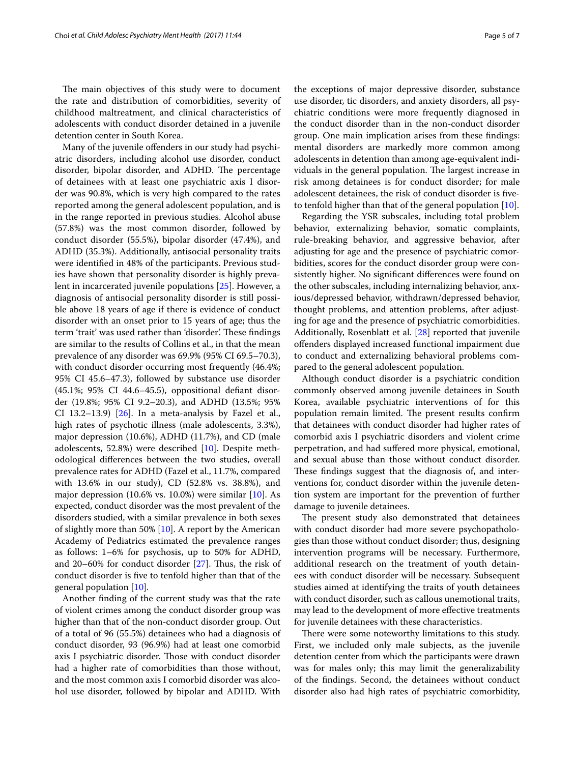The main objectives of this study were to document the rate and distribution of comorbidities, severity of childhood maltreatment, and clinical characteristics of adolescents with conduct disorder detained in a juvenile detention center in South Korea.

Many of the juvenile offenders in our study had psychiatric disorders, including alcohol use disorder, conduct disorder, bipolar disorder, and ADHD. The percentage of detainees with at least one psychiatric axis I disorder was 90.8%, which is very high compared to the rates reported among the general adolescent population, and is in the range reported in previous studies. Alcohol abuse (57.8%) was the most common disorder, followed by conduct disorder (55.5%), bipolar disorder (47.4%), and ADHD (35.3%). Additionally, antisocial personality traits were identified in 48% of the participants. Previous studies have shown that personality disorder is highly prevalent in incarcerated juvenile populations [25]. However, a diagnosis of antisocial personality disorder is still possible above 18 years of age if there is evidence of conduct disorder with an onset prior to 15 years of age; thus the term 'trait' was used rather than 'disorder'. These findings are similar to the results of Collins et al., in that the mean prevalence of any disorder was 69.9% (95% CI 69.5–70.3), with conduct disorder occurring most frequently (46.4%; 95% CI 45.6–47.3), followed by substance use disorder (45.1%; 95% CI 44.6–45.5), oppositional defiant disorder (19.8%; 95% CI 9.2–20.3), and ADHD (13.5%; 95% CI 13.2–13.9) [26]. In a meta-analysis by Fazel et al., high rates of psychotic illness (male adolescents, 3.3%), major depression (10.6%), ADHD (11.7%), and CD (male adolescents, 52.8%) were described [10]. Despite methodological differences between the two studies, overall prevalence rates for ADHD (Fazel et al., 11.7%, compared with 13.6% in our study), CD (52.8% vs. 38.8%), and major depression (10.6% vs. 10.0%) were similar [10]. As expected, conduct disorder was the most prevalent of the disorders studied, with a similar prevalence in both sexes of slightly more than 50% [10]. A report by the American Academy of Pediatrics estimated the prevalence ranges as follows: 1–6% for psychosis, up to 50% for ADHD, and 20–60% for conduct disorder [27]. Thus, the risk of conduct disorder is five to tenfold higher than that of the general population [10].

Another finding of the current study was that the rate of violent crimes among the conduct disorder group was higher than that of the non-conduct disorder group. Out of a total of 96 (55.5%) detainees who had a diagnosis of conduct disorder, 93 (96.9%) had at least one comorbid axis I psychiatric disorder. Those with conduct disorder had a higher rate of comorbidities than those without, and the most common axis I comorbid disorder was alcohol use disorder, followed by bipolar and ADHD. With the exceptions of major depressive disorder, substance use disorder, tic disorders, and anxiety disorders, all psychiatric conditions were more frequently diagnosed in the conduct disorder than in the non-conduct disorder group. One main implication arises from these findings: mental disorders are markedly more common among adolescents in detention than among age-equivalent individuals in the general population. The largest increase in risk among detainees is for conduct disorder; for male adolescent detainees, the risk of conduct disorder is five- to tenfold higher than that of the general population [10].

Regarding the YSR subscales, including total problem behavior, externalizing behavior, somatic complaints, rule-breaking behavior, and aggressive behavior, after adjusting for age and the presence of psychiatric comorbidities, scores for the conduct disorder group were consistently higher. No significant differences were found on the other subscales, including internalizing behavior, anxious/depressed behavior, withdrawn/depressed behavior, thought problems, and attention problems, after adjusting for age and the presence of psychiatric comorbidities. Additionally, Rosenblatt et al. [28] reported that juvenile offenders displayed increased functional impairment due to conduct and externalizing behavioral problems compared to the general adolescent population.

Although conduct disorder is a psychiatric condition commonly observed among juvenile detainees in South Korea, available psychiatric interventions of for this population remain limited. The present results confirm that detainees with conduct disorder had higher rates of comorbid axis I psychiatric disorders and violent crime perpetration, and had suffered more physical, emotional, and sexual abuse than those without conduct disorder. These findings suggest that the diagnosis of, and interventions for, conduct disorder within the juvenile detention system are important for the prevention of further damage to juvenile detainees.

The present study also demonstrated that detainees with conduct disorder had more severe psychopathologies than those without conduct disorder; thus, designing intervention programs will be necessary. Furthermore, additional research on the treatment of youth detainees with conduct disorder will be necessary. Subsequent studies aimed at identifying the traits of youth detainees with conduct disorder, such as callous unemotional traits, may lead to the development of more effective treatments for juvenile detainees with these characteristics.

There were some noteworthy limitations to this study. First, we included only male subjects, as the juvenile detention center from which the participants were drawn was for males only; this may limit the generalizability of the findings. Second, the detainees without conduct disorder also had high rates of psychiatric comorbidity,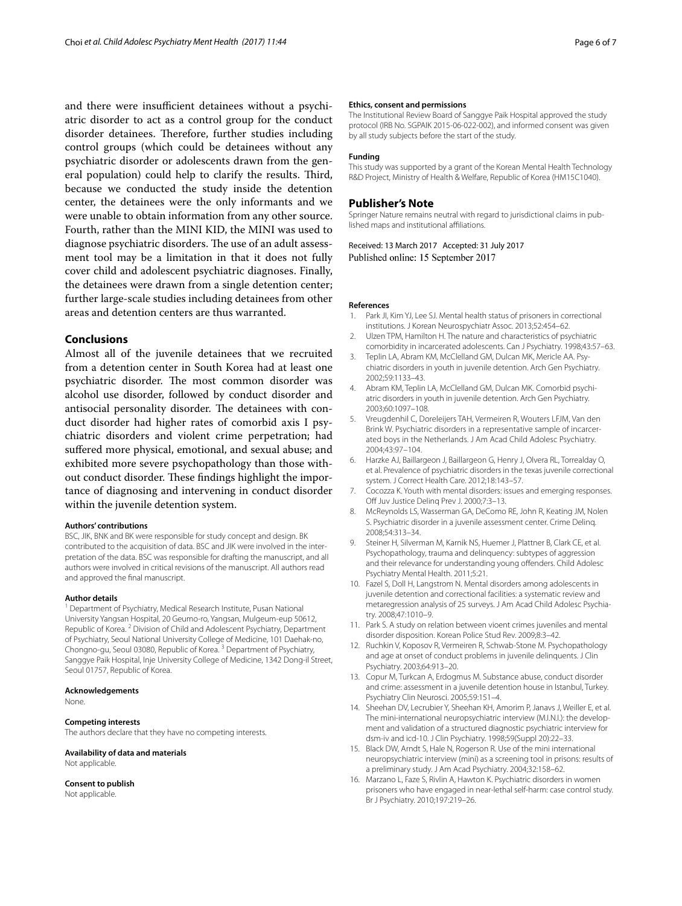and there were insufficient detainees without a psychiatric disorder to act as a control group for the conduct disorder detainees. Therefore, further studies including control groups (which could be detainees without any psychiatric disorder or adolescents drawn from the general population) could help to clarify the results. Third, because we conducted the study inside the detention center, the detainees were the only informants and we were unable to obtain information from any other source. Fourth, rather than the MINI KID, the MINI was used to diagnose psychiatric disorders. The use of an adult assessment tool may be a limitation in that it does not fully cover child and adolescent psychiatric diagnoses. Finally, the detainees were drawn from a single detention center; further large-scale studies including detainees from other areas and detention centers are thus warranted.

## Conclusions

Almost all of the juvenile detainees that we recruited from a detention center in South Korea had at least one psychiatric disorder. The most common disorder was alcohol use disorder, followed by conduct disorder and antisocial personality disorder. The detainees with conduct disorder had higher rates of comorbid axis I psychiatric disorders and violent crime perpetration; had suffered more physical, emotional, and sexual abuse; and exhibited more severe psychopathology than those without conduct disorder. These findings highlight the importance of diagnosing and intervening in conduct disorder within the juvenile detention system.

#### Authors' contributions

BSC, JIK, BNK and BK were responsible for study concept and design. BK contributed to the acquisition of data. BSC and JIK were involved in the interpretation of the data. BSC was responsible for drafting the manuscript, and all authors were involved in critical revisions of the manuscript. All authors read and approved the final manuscript.

#### Author details

[1] Department of Psychiatry, Medical Research Institute, Pusan National University Yangsan Hospital, 20 Geumo-ro, Yangsan, Mulgeum-eup 50612, Republic of Korea. [2] Division of Child and Adolescent Psychiatry, Department of Psychiatry, Seoul National University College of Medicine, 101 Daehak-no, Chongno-gu, Seoul 03080, Republic of Korea. [3] Department of Psychiatry, Sanggye Paik Hospital, Inje University College of Medicine, 1342 Dong-il Street, Seoul 01757, Republic of Korea.

#### Acknowledgements

None.

#### Competing interests

The authors declare that they have no competing interests.

#### Availability of data and materials

Not applicable.

#### Consent to publish

Not applicable.

#### Ethics, consent and permissions

The Institutional Review Board of Sanggye Paik Hospital approved the study protocol (IRB No. SGPAIK 2015-06-022-002), and informed consent was given by all study subjects before the start of the study.

#### Funding

This study was supported by a grant of the Korean Mental Health Technology R&D Project, Ministry of Health & Welfare, Republic of Korea (HM15C1040).

### Publisher's Note

Springer Nature remains neutral with regard to jurisdictional claims in published maps and institutional affiliations.

Received: 13 March 2017 Accepted: 31 July 2017
Published online: 15 September 2017

#### References

1. Park JI, Kim YJ, Lee SJ. Mental health status of prisoners in correctional institutions. J Korean Neurospychiatr Assoc. 2013;52:454–62.
2. Ulzen TPM, Hamilton H. The nature and characteristics of psychiatric comorbidity in incarcerated adolescents. Can J Psychiatry. 1998;43:57–63.
3. Teplin LA, Abram KM, McClelland GM, Dulcan MK, Mericle AA. Psychiatric disorders in youth in juvenile detention. Arch Gen Psychiatry. 2002;59:1133–43.
4. Abram KM, Teplin LA, McClelland GM, Dulcan MK. Comorbid psychiatric disorders in youth in juvenile detention. Arch Gen Psychiatry. 2003;60:1097–108.
5. Vreugdenhil C, Doreleijers TAH, Vermeiren R, Wouters LFJM, Van den Brink W. Psychiatric disorders in a representative sample of incarcerated boys in the Netherlands. J Am Acad Child Adolesc Psychiatry. 2004;43:97–104.
6. Harzke AJ, Baillargeon J, Baillargeon G, Henry J, Olvera RL, Torrealday O, et al. Prevalence of psychiatric disorders in the texas juvenile correctional system. J Correct Health Care. 2012;18:143–57.
7. Cocozza K. Youth with mental disorders: issues and emerging responses. Off Juv Justice Delinq Prev J. 2000;7:3–13.
8. McReynolds LS, Wasserman GA, DeComo RE, John R, Keating JM, Nolen S. Psychiatric disorder in a juvenile assessment center. Crime Delinq. 2008;54:313–34.
9. Steiner H, Silverman M, Karnik NS, Huemer J, Plattner B, Clark CE, et al. Psychopathology, trauma and delinquency: subtypes of aggression and their relevance for understanding young offenders. Child Adolesc Psychiatry Mental Health. 2011;5:21.
10. Fazel S, Doll H, Langstrom N. Mental disorders among adolescents in juvenile detention and correctional facilities: a systematic review and metaregression analysis of 25 surveys. J Am Acad Child Adolesc Psychiatry. 2008;47:1010–9.
11. Park S. A study on relation between vioent crimes juveniles and mental disorder disposition. Korean Police Stud Rev. 2009;8:3–42.
12. Ruchkin V, Koposov R, Vermeiren R, Schwab-Stone M. Psychopathology and age at onset of conduct problems in juvenile delinquents. J Clin Psychiatry. 2003;64:913–20.
13. Copur M, Turkcan A, Erdogmus M. Substance abuse, conduct disorder and crime: assessment in a juvenile detention house in Istanbul, Turkey. Psychiatry Clin Neurosci. 2005;59:151–4.
14. Sheehan DV, Lecrubier Y, Sheehan KH, Amorim P, Janavs J, Weiller E, et al. The mini-international neuropsychiatric interview (M.I.N.I.): the development and validation of a structured diagnostic psychiatric interview for dsm-iv and icd-10. J Clin Psychiatry. 1998;59(Suppl 20):22–33.
15. Black DW, Arndt S, Hale N, Rogerson R. Use of the mini international neuropsychiatric interview (mini) as a screening tool in prisons: results of a preliminary study. J Am Acad Psychiatry. 2004;32:158–62.
16. Marzano L, Faze S, Rivlin A, Hawton K. Psychiatric disorders in women prisoners who have engaged in near-lethal self-harm: case control study. Br J Psychiatry. 2010;197:219–26.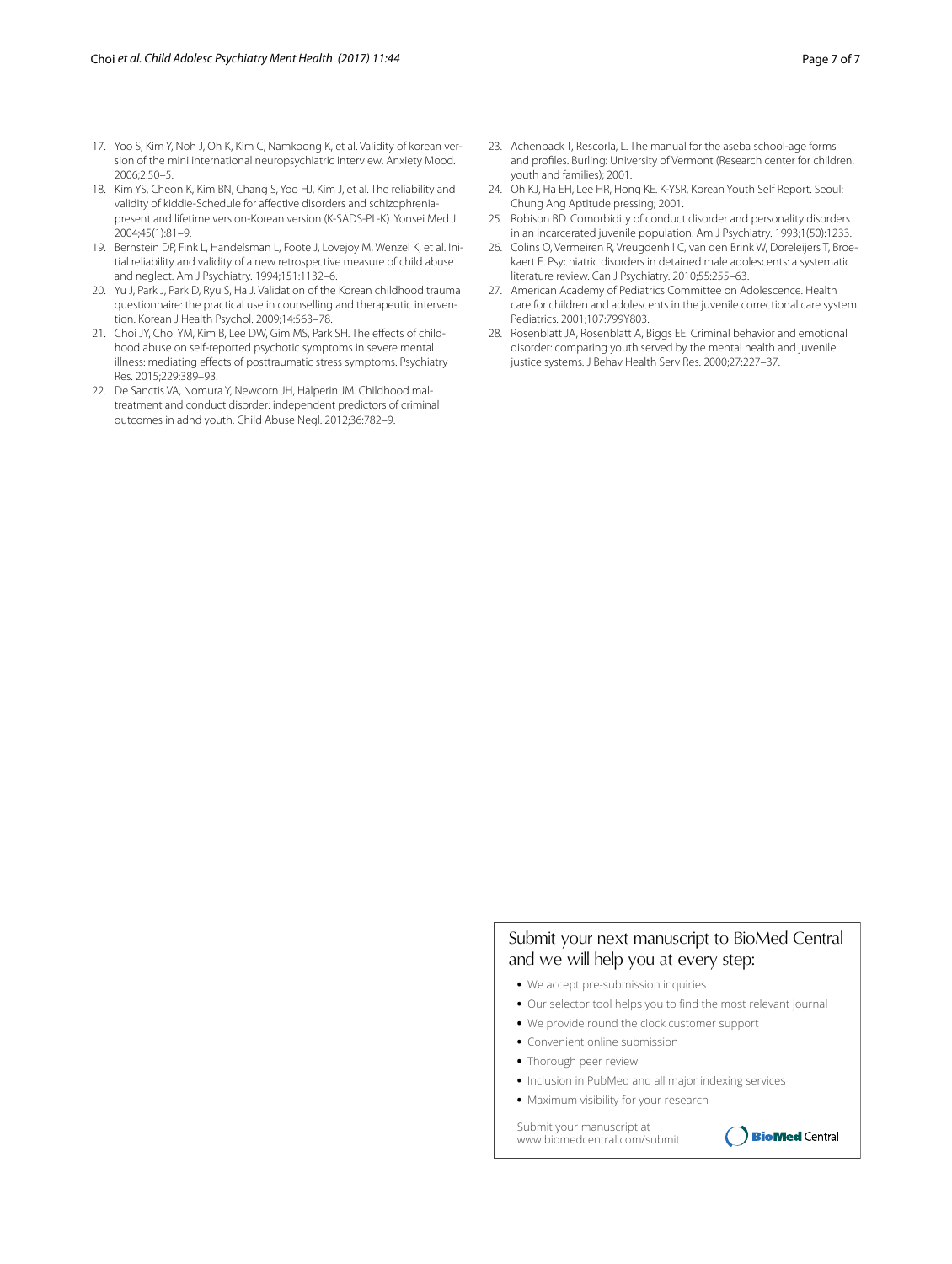17. Yoo S, Kim Y, Noh J, Oh K, Kim C, Namkoong K, et al. Validity of korean version of the mini international neuropsychiatric interview. Anxiety Mood. 2006;2:50–5.
18. Kim YS, Cheon K, Kim BN, Chang S, Yoo HJ, Kim J, et al. The reliability and validity of kiddie-Schedule for affective disorders and schizophrenia-present and lifetime version-Korean version (K-SADS-PL-K). Yonsei Med J. 2004;45(1):81–9.
19. Bernstein DP, Fink L, Handelsman L, Foote J, Lovejoy M, Wenzel K, et al. Initial reliability and validity of a new retrospective measure of child abuse and neglect. Am J Psychiatry. 1994;151:1132–6.
20. Yu J, Park J, Park D, Ryu S, Ha J. Validation of the Korean childhood trauma questionnaire: the practical use in counselling and therapeutic intervention. Korean J Health Psychol. 2009;14:563–78.
21. Choi JY, Choi YM, Kim B, Lee DW, Gim MS, Park SH. The effects of childhood abuse on self-reported psychotic symptoms in severe mental illness: mediating effects of posttraumatic stress symptoms. Psychiatry Res. 2015;229:389–93.
22. De Sanctis VA, Nomura Y, Newcorn JH, Halperin JM. Childhood maltreatment and conduct disorder: independent predictors of criminal outcomes in adhd youth. Child Abuse Negl. 2012;36:782–9.
23. Achenback T, Rescorla, L. The manual for the aseba school-age forms and profiles. Burling: University of Vermont (Research center for children, youth and families); 2001.
24. Oh KJ, Ha EH, Lee HR, Hong KE. K-YSR, Korean Youth Self Report. Seoul: Chung Ang Aptitude pressing; 2001.
25. Robison BD. Comorbidity of conduct disorder and personality disorders in an incarcerated juvenile population. Am J Psychiatry. 1993;1(50):1233.
26. Colins O, Vermeiren R, Vreugdenhil C, van den Brink W, Doreleijers T, Broekaert E. Psychiatric disorders in detained male adolescents: a systematic literature review. Can J Psychiatry. 2010;55:255–63.
27. American Academy of Pediatrics Committee on Adolescence. Health care for children and adolescents in the juvenile correctional care system. Pediatrics. 2001;107:799Y803.
28. Rosenblatt JA, Rosenblatt A, Biggs EE. Criminal behavior and emotional disorder: comparing youth served by the mental health and juvenile justice systems. J Behav Health Serv Res. 2000;27:227–37.

Submit your next manuscript to BioMed Central and we will help you at every step:

- We accept pre-submission inquiries
- Our selector tool helps you to find the most relevant journal
- We provide round the clock customer support
- Convenient online submission
- Thorough peer review
- Inclusion in PubMed and all major indexing services
- Maximum visibility for your research

Submit your manuscript at www.biomedcentral.com/submit

BioMed Central